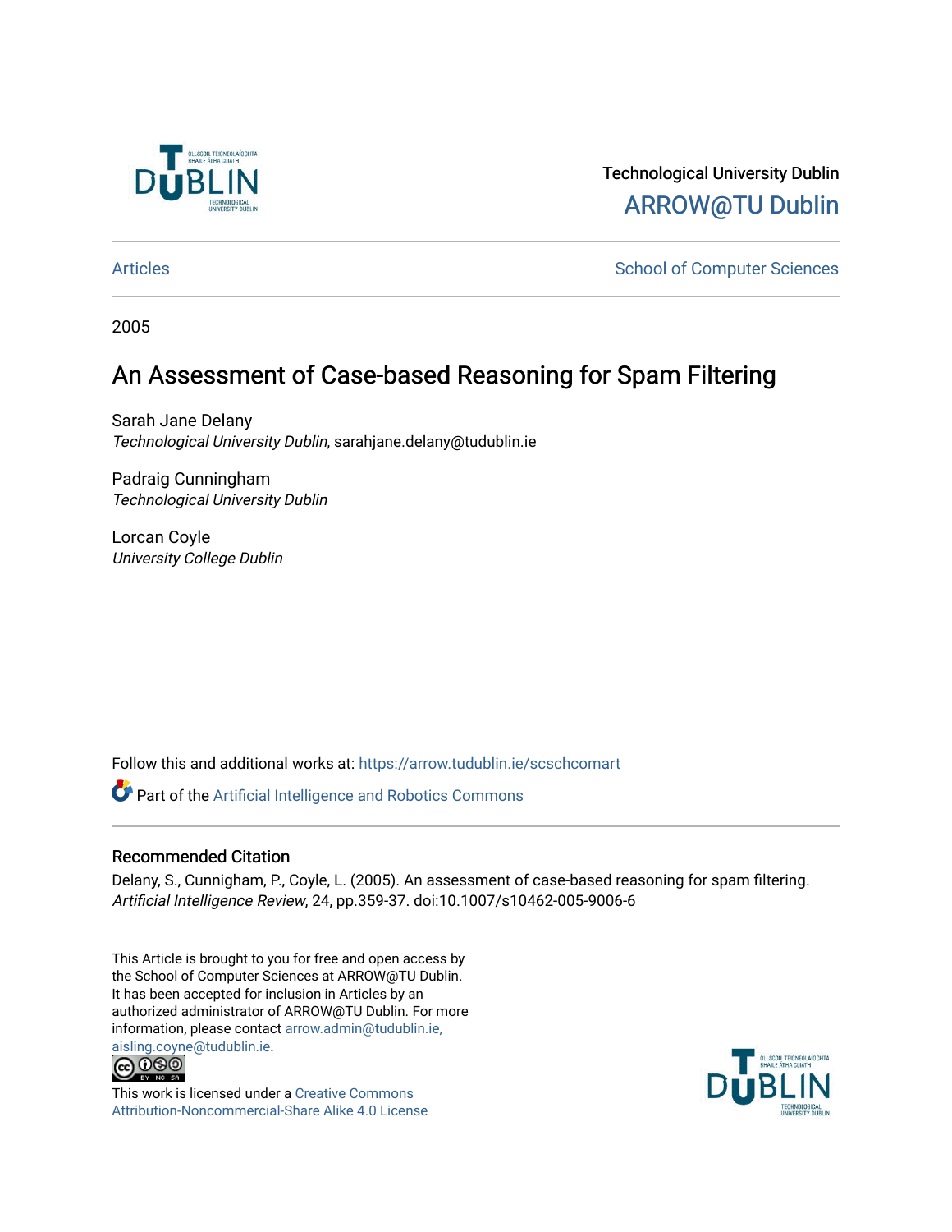Technological University Dublin

ARROW@TU Dublin

Articles

School of Computer Sciences

2005

# An Assessment of Case-based Reasoning for Spam Filtering

Sarah Jane Delany
*Technological University Dublin*, sarahjane.delany@tudublin.ie

Padraig Cunningham
*Technological University Dublin*

Lorcan Coyle
*University College Dublin*

Follow this and additional works at: https://arrow.tudublin.ie/scschcomart

Part of the Artificial Intelligence and Robotics Commons

## Recommended Citation

Delany, S., Cunnigham, P., Coyle, L. (2005). An assessment of case-based reasoning for spam filtering. *Artificial Intelligence Review*, 24, pp.359-37. doi:10.1007/s10462-005-9006-6

This Article is brought to you for free and open access by the School of Computer Sciences at ARROW@TU Dublin. It has been accepted for inclusion in Articles by an authorized administrator of ARROW@TU Dublin. For more information, please contact arrow.admin@tudublin.ie, aisling.coyne@tudublin.ie.

This work is licensed under a Creative Commons Attribution-Noncommercial-Share Alike 4.0 License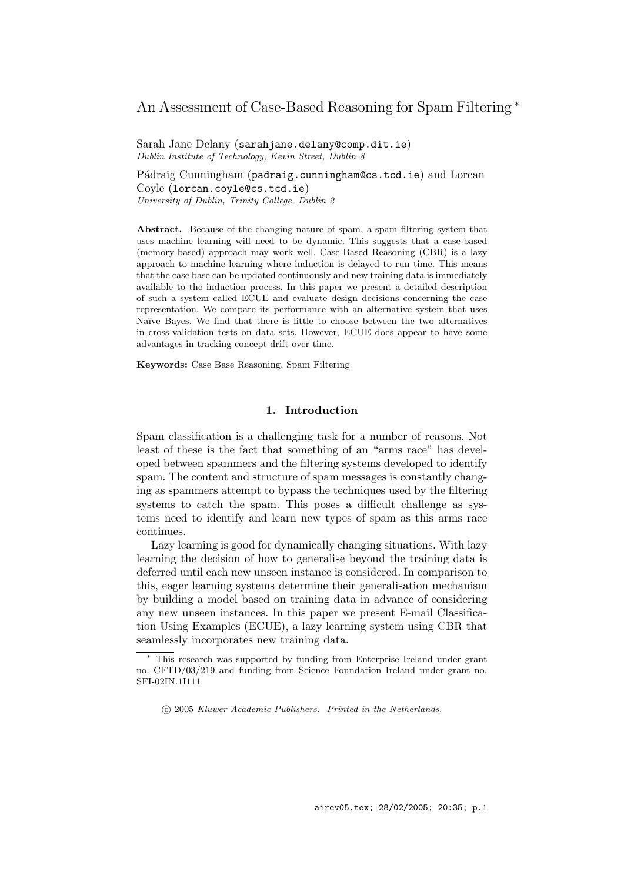# An Assessment of Case-Based Reasoning for Spam Filtering *

Sarah Jane Delany (sarahjane.delany@comp.dit.ie)
*Dublin Institute of Technology, Kevin Street, Dublin 8*

Pádraig Cunningham (padraig.cunningham@cs.tcd.ie) and Lorcan Coyle (lorcan.coyle@cs.tcd.ie)
*University of Dublin, Trinity College, Dublin 2*

**Abstract.** Because of the changing nature of spam, a spam filtering system that uses machine learning will need to be dynamic. This suggests that a case-based (memory-based) approach may work well. Case-Based Reasoning (CBR) is a lazy approach to machine learning where induction is delayed to run time. This means that the case base can be updated continuously and new training data is immediately available to the induction process. In this paper we present a detailed description of such a system called ECUE and evaluate design decisions concerning the case representation. We compare its performance with an alternative system that uses Naïve Bayes. We find that there is little to choose between the two alternatives in cross-validation tests on data sets. However, ECUE does appear to have some advantages in tracking concept drift over time.

**Keywords:** Case Base Reasoning, Spam Filtering

## 1. Introduction

Spam classification is a challenging task for a number of reasons. Not least of these is the fact that something of an "arms race" has developed between spammers and the filtering systems developed to identify spam. The content and structure of spam messages is constantly changing as spammers attempt to bypass the techniques used by the filtering systems to catch the spam. This poses a difficult challenge as systems need to identify and learn new types of spam as this arms race continues.

Lazy learning is good for dynamically changing situations. With lazy learning the decision of how to generalise beyond the training data is deferred until each new unseen instance is considered. In comparison to this, eager learning systems determine their generalisation mechanism by building a model based on training data in advance of considering any new unseen instances. In this paper we present E-mail Classification Using Examples (ECUE), a lazy learning system using CBR that seamlessly incorporates new training data.

* This research was supported by funding from Enterprise Ireland under grant no. CFTD/03/219 and funding from Science Foundation Ireland under grant no. SFI-02IN.1I111

© 2005 *Kluwer Academic Publishers. Printed in the Netherlands.*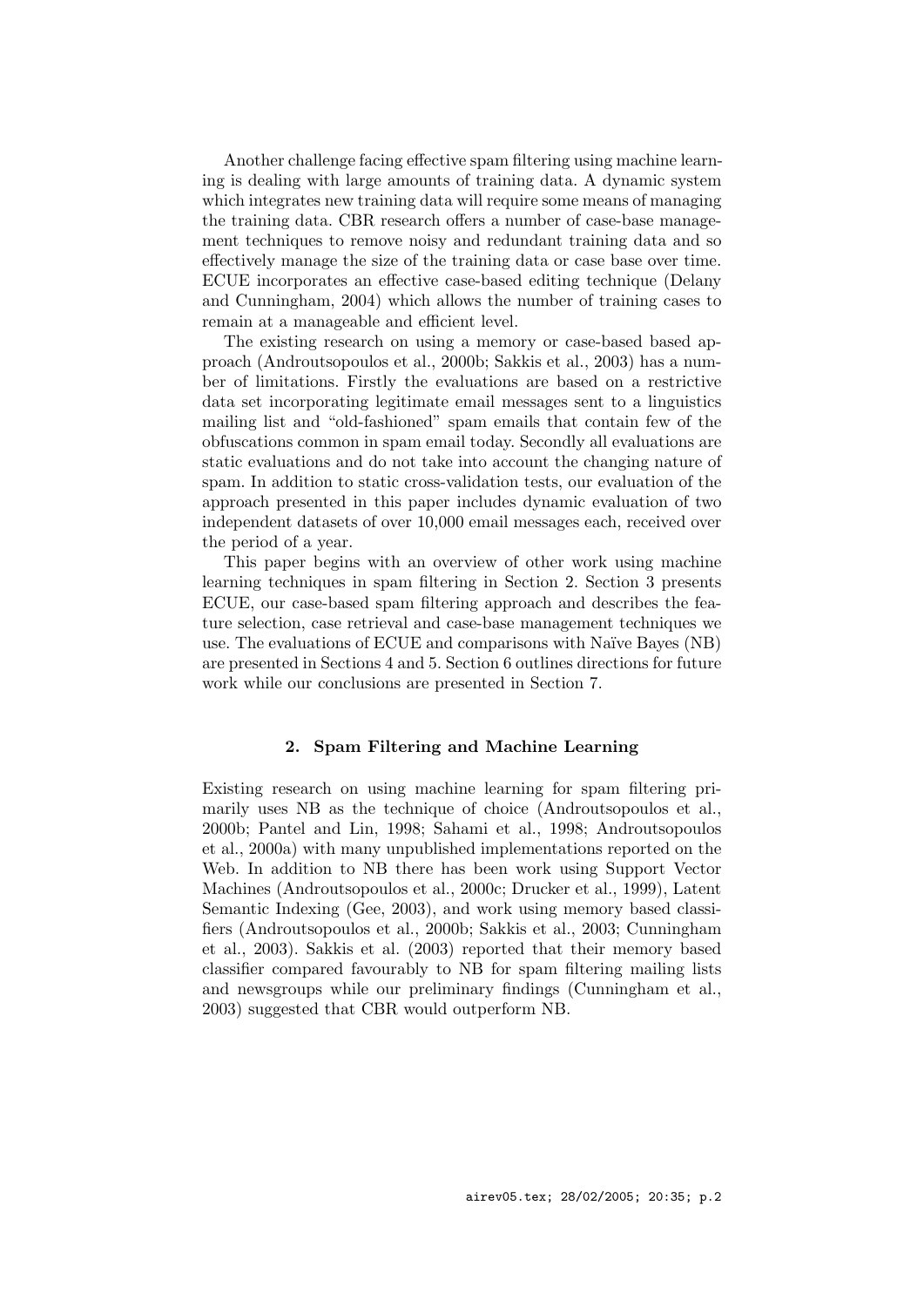Another challenge facing effective spam filtering using machine learning is dealing with large amounts of training data. A dynamic system which integrates new training data will require some means of managing the training data. CBR research offers a number of case-base management techniques to remove noisy and redundant training data and so effectively manage the size of the training data or case base over time. ECUE incorporates an effective case-based editing technique (Delany and Cunningham, 2004) which allows the number of training cases to remain at a manageable and efficient level.

The existing research on using a memory or case-based based approach (Androutsopoulos et al., 2000b; Sakkis et al., 2003) has a number of limitations. Firstly the evaluations are based on a restrictive data set incorporating legitimate email messages sent to a linguistics mailing list and "old-fashioned" spam emails that contain few of the obfuscations common in spam email today. Secondly all evaluations are static evaluations and do not take into account the changing nature of spam. In addition to static cross-validation tests, our evaluation of the approach presented in this paper includes dynamic evaluation of two independent datasets of over 10,000 email messages each, received over the period of a year.

This paper begins with an overview of other work using machine learning techniques in spam filtering in Section 2. Section 3 presents ECUE, our case-based spam filtering approach and describes the feature selection, case retrieval and case-base management techniques we use. The evaluations of ECUE and comparisons with Naïve Bayes (NB) are presented in Sections 4 and 5. Section 6 outlines directions for future work while our conclusions are presented in Section 7.

## 2. Spam Filtering and Machine Learning

Existing research on using machine learning for spam filtering primarily uses NB as the technique of choice (Androutsopoulos et al., 2000b; Pantel and Lin, 1998; Sahami et al., 1998; Androutsopoulos et al., 2000a) with many unpublished implementations reported on the Web. In addition to NB there has been work using Support Vector Machines (Androutsopoulos et al., 2000c; Drucker et al., 1999), Latent Semantic Indexing (Gee, 2003), and work using memory based classifiers (Androutsopoulos et al., 2000b; Sakkis et al., 2003; Cunningham et al., 2003). Sakkis et al. (2003) reported that their memory based classifier compared favourably to NB for spam filtering mailing lists and newsgroups while our preliminary findings (Cunningham et al., 2003) suggested that CBR would outperform NB.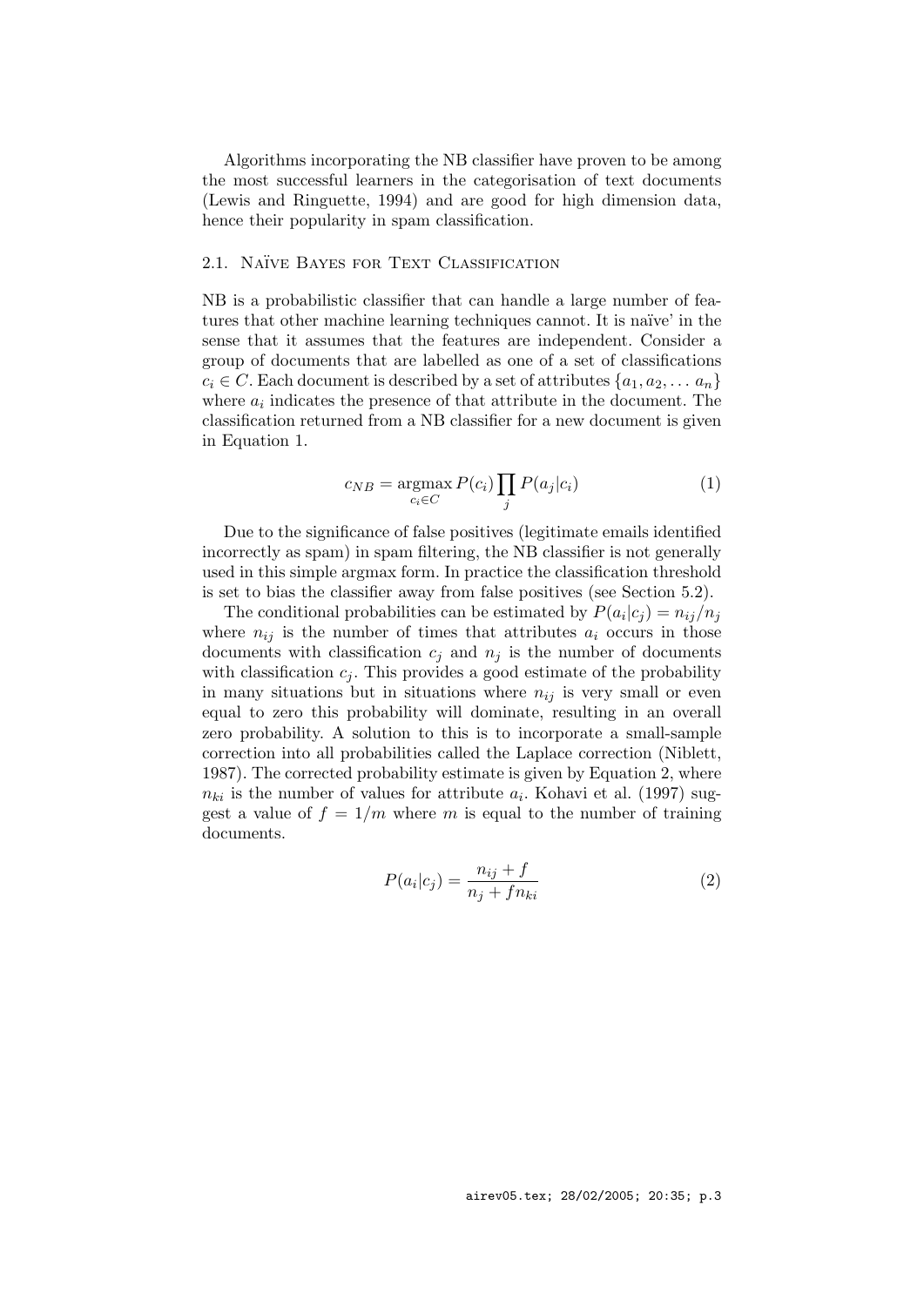Algorithms incorporating the NB classifier have proven to be among the most successful learners in the categorisation of text documents (Lewis and Ringuette, 1994) and are good for high dimension data, hence their popularity in spam classification.

### 2.1. Naïve Bayes for Text Classification

NB is a probabilistic classifier that can handle a large number of features that other machine learning techniques cannot. It is naïve' in the sense that it assumes that the features are independent. Consider a group of documents that are labelled as one of a set of classifications $c_i \in C$. Each document is described by a set of attributes $\{a_1, a_2, \ldots a_n\}$ where $a_i$ indicates the presence of that attribute in the document. The classification returned from a NB classifier for a new document is given in Equation 1.

$$c_{NB} = \underset{c_i \in C}{\operatorname{argmax}} P(c_i) \prod_j P(a_j|c_i) \tag{1}$$

Due to the significance of false positives (legitimate emails identified incorrectly as spam) in spam filtering, the NB classifier is not generally used in this simple argmax form. In practice the classification threshold is set to bias the classifier away from false positives (see Section 5.2).

The conditional probabilities can be estimated by $P(a_i|c_j) = n_{ij}/n_j$ where $n_{ij}$ is the number of times that attributes $a_i$ occurs in those documents with classification $c_j$ and $n_j$ is the number of documents with classification $c_j$. This provides a good estimate of the probability in many situations but in situations where $n_{ij}$ is very small or even equal to zero this probability will dominate, resulting in an overall zero probability. A solution to this is to incorporate a small-sample correction into all probabilities called the Laplace correction (Niblett, 1987). The corrected probability estimate is given by Equation 2, where $n_{ki}$ is the number of values for attribute $a_i$. Kohavi et al. (1997) suggest a value of $f = 1/m$ where $m$ is equal to the number of training documents.

$$P(a_i|c_j) = \frac{n_{ij} + f}{n_j + f n_{ki}} \tag{2}$$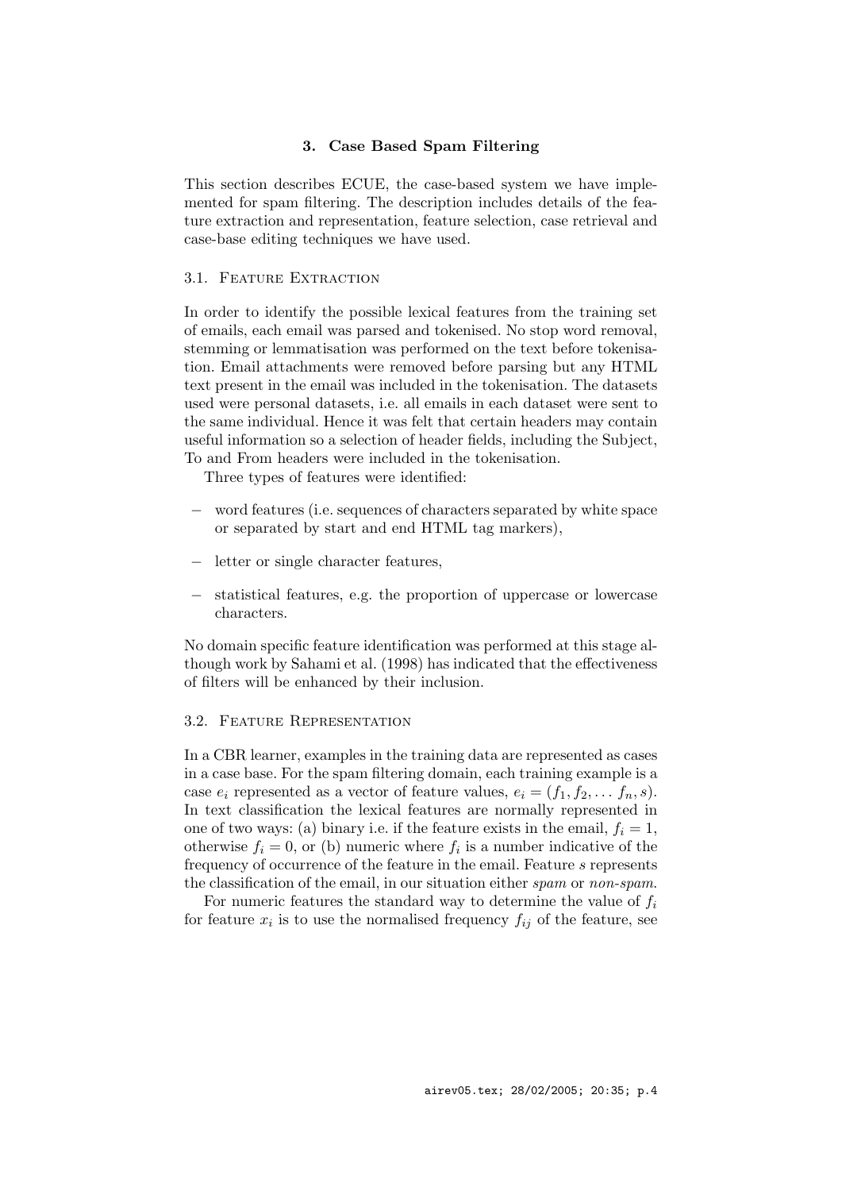## 3. Case Based Spam Filtering

This section describes ECUE, the case-based system we have implemented for spam filtering. The description includes details of the feature extraction and representation, feature selection, case retrieval and case-base editing techniques we have used.

### 3.1. Feature Extraction

In order to identify the possible lexical features from the training set of emails, each email was parsed and tokenised. No stop word removal, stemming or lemmatisation was performed on the text before tokenisation. Email attachments were removed before parsing but any HTML text present in the email was included in the tokenisation. The datasets used were personal datasets, i.e. all emails in each dataset were sent to the same individual. Hence it was felt that certain headers may contain useful information so a selection of header fields, including the Subject, To and From headers were included in the tokenisation.

Three types of features were identified:

- word features (i.e. sequences of characters separated by white space or separated by start and end HTML tag markers),
- letter or single character features,
- statistical features, e.g. the proportion of uppercase or lowercase characters.

No domain specific feature identification was performed at this stage although work by Sahami et al. (1998) has indicated that the effectiveness of filters will be enhanced by their inclusion.

### 3.2. Feature Representation

In a CBR learner, examples in the training data are represented as cases in a case base. For the spam filtering domain, each training example is a case $e_i$ represented as a vector of feature values, $e_i = (f_1, f_2, \ldots f_n, s)$. In text classification the lexical features are normally represented in one of two ways: (a) binary i.e. if the feature exists in the email, $f_i = 1$, otherwise $f_i = 0$, or (b) numeric where $f_i$ is a number indicative of the frequency of occurrence of the feature in the email. Feature $s$ represents the classification of the email, in our situation either *spam* or *non-spam*.

For numeric features the standard way to determine the value of $f_i$ for feature $x_i$ is to use the normalised frequency $f_{ij}$ of the feature, see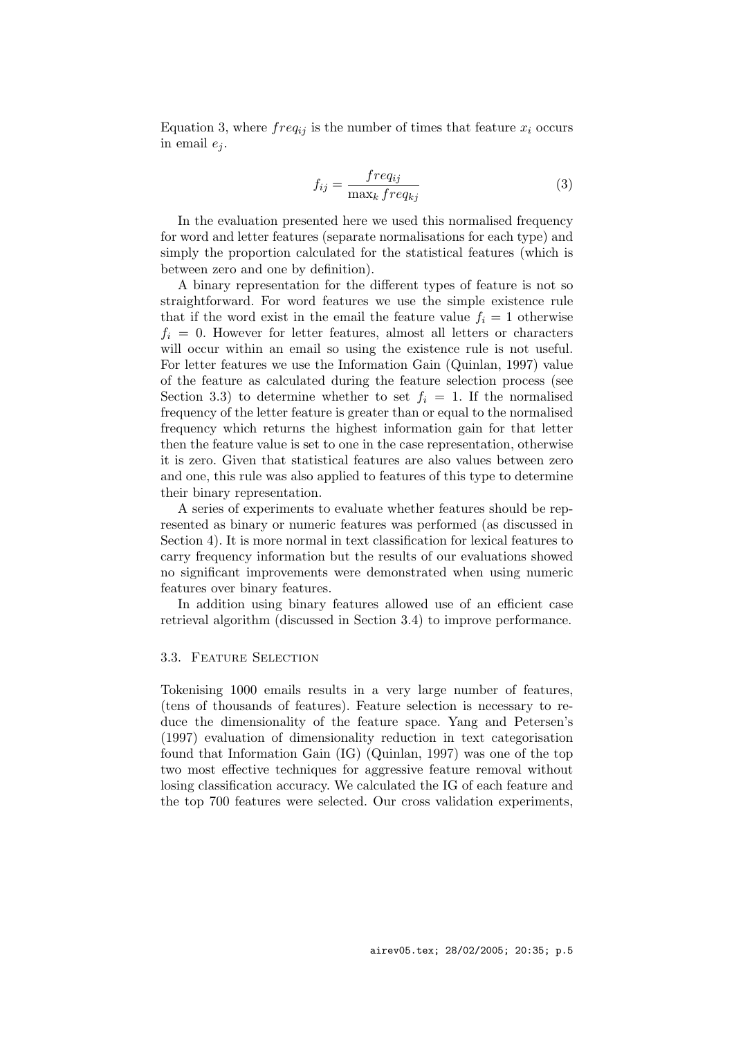Equation 3, where $freq_{ij}$ is the number of times that feature $x_i$ occurs in email $e_j$.

$$f_{ij} = \frac{freq_{ij}}{\max_k freq_{kj}} \tag{3}$$

In the evaluation presented here we used this normalised frequency for word and letter features (separate normalisations for each type) and simply the proportion calculated for the statistical features (which is between zero and one by definition).

A binary representation for the different types of feature is not so straightforward. For word features we use the simple existence rule that if the word exist in the email the feature value $f_i = 1$ otherwise $f_i = 0$. However for letter features, almost all letters or characters will occur within an email so using the existence rule is not useful. For letter features we use the Information Gain (Quinlan, 1997) value of the feature as calculated during the feature selection process (see Section 3.3) to determine whether to set $f_i = 1$. If the normalised frequency of the letter feature is greater than or equal to the normalised frequency which returns the highest information gain for that letter then the feature value is set to one in the case representation, otherwise it is zero. Given that statistical features are also values between zero and one, this rule was also applied to features of this type to determine their binary representation.

A series of experiments to evaluate whether features should be represented as binary or numeric features was performed (as discussed in Section 4). It is more normal in text classification for lexical features to carry frequency information but the results of our evaluations showed no significant improvements were demonstrated when using numeric features over binary features.

In addition using binary features allowed use of an efficient case retrieval algorithm (discussed in Section 3.4) to improve performance.

### 3.3. Feature Selection

Tokenising 1000 emails results in a very large number of features, (tens of thousands of features). Feature selection is necessary to reduce the dimensionality of the feature space. Yang and Petersen's (1997) evaluation of dimensionality reduction in text categorisation found that Information Gain (IG) (Quinlan, 1997) was one of the top two most effective techniques for aggressive feature removal without losing classification accuracy. We calculated the IG of each feature and the top 700 features were selected. Our cross validation experiments,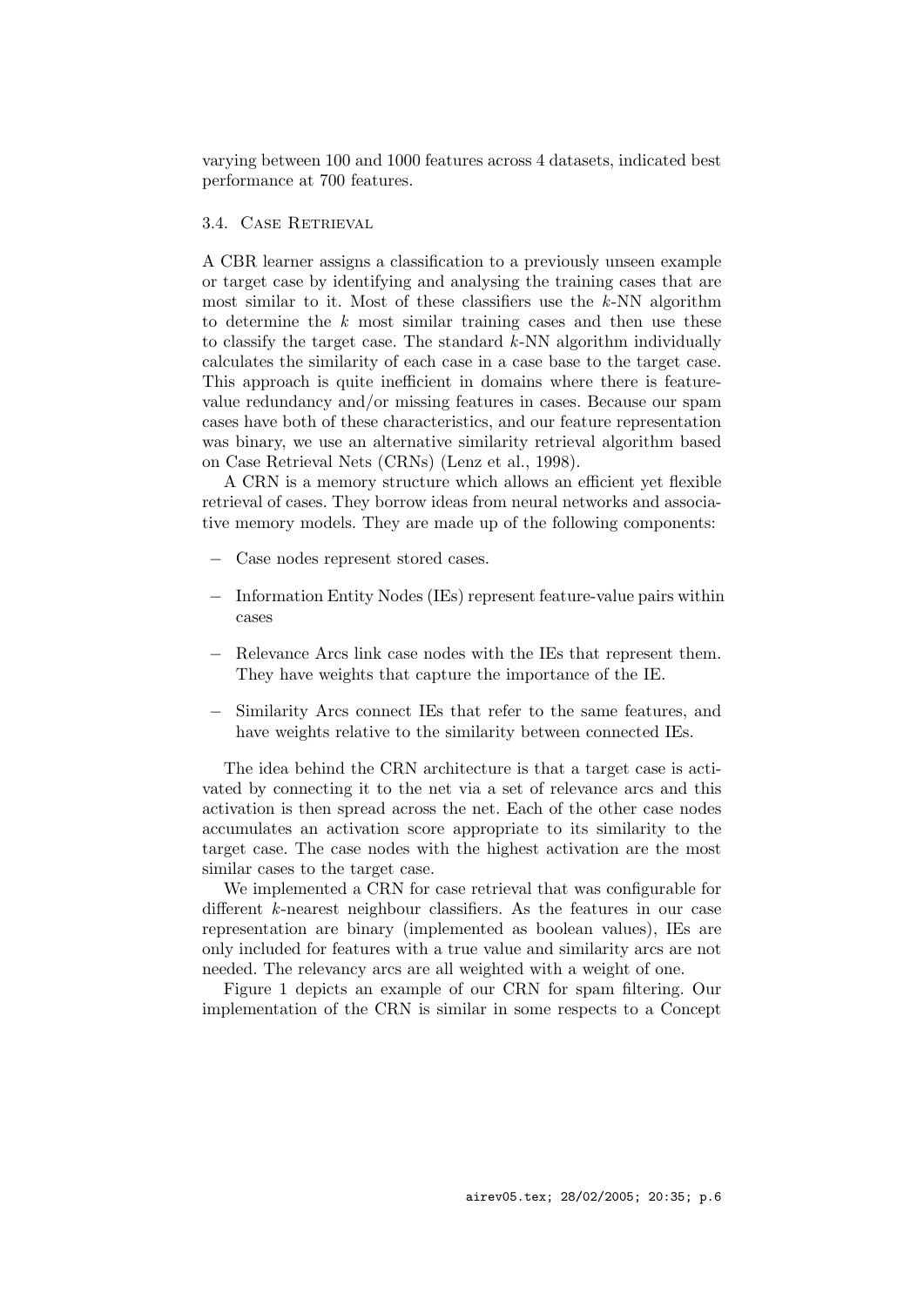varying between 100 and 1000 features across 4 datasets, indicated best performance at 700 features.

### 3.4. Case Retrieval

A CBR learner assigns a classification to a previously unseen example or target case by identifying and analysing the training cases that are most similar to it. Most of these classifiers use the $k$-NN algorithm to determine the $k$ most similar training cases and then use these to classify the target case. The standard $k$-NN algorithm individually calculates the similarity of each case in a case base to the target case. This approach is quite inefficient in domains where there is feature-value redundancy and/or missing features in cases. Because our spam cases have both of these characteristics, and our feature representation was binary, we use an alternative similarity retrieval algorithm based on Case Retrieval Nets (CRNs) (Lenz et al., 1998).

A CRN is a memory structure which allows an efficient yet flexible retrieval of cases. They borrow ideas from neural networks and associative memory models. They are made up of the following components:

- Case nodes represent stored cases.
- Information Entity Nodes (IEs) represent feature-value pairs within cases
- Relevance Arcs link case nodes with the IEs that represent them. They have weights that capture the importance of the IE.
- Similarity Arcs connect IEs that refer to the same features, and have weights relative to the similarity between connected IEs.

The idea behind the CRN architecture is that a target case is activated by connecting it to the net via a set of relevance arcs and this activation is then spread across the net. Each of the other case nodes accumulates an activation score appropriate to its similarity to the target case. The case nodes with the highest activation are the most similar cases to the target case.

We implemented a CRN for case retrieval that was configurable for different $k$-nearest neighbour classifiers. As the features in our case representation are binary (implemented as boolean values), IEs are only included for features with a true value and similarity arcs are not needed. The relevancy arcs are all weighted with a weight of one.

Figure 1 depicts an example of our CRN for spam filtering. Our implementation of the CRN is similar in some respects to a Concept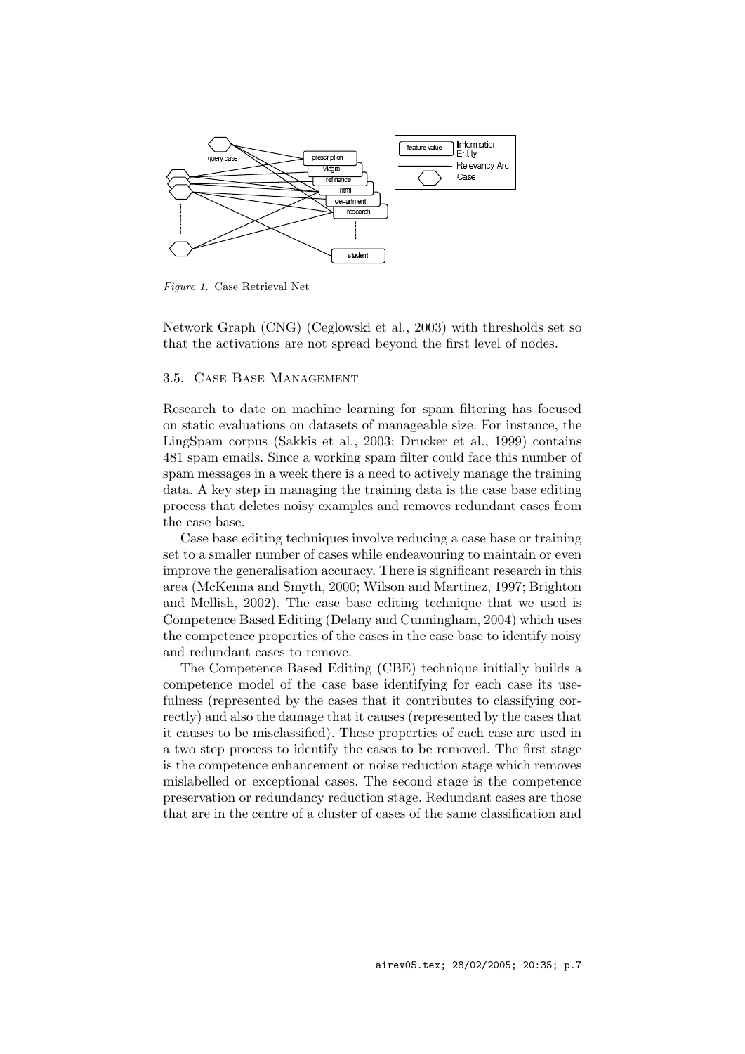*Figure 1.* Case Retrieval Net

Network Graph (CNG) (Ceglowski et al., 2003) with thresholds set so that the activations are not spread beyond the first level of nodes.

### 3.5. Case Base Management

Research to date on machine learning for spam filtering has focused on static evaluations on datasets of manageable size. For instance, the LingSpam corpus (Sakkis et al., 2003; Drucker et al., 1999) contains 481 spam emails. Since a working spam filter could face this number of spam messages in a week there is a need to actively manage the training data. A key step in managing the training data is the case base editing process that deletes noisy examples and removes redundant cases from the case base.

Case base editing techniques involve reducing a case base or training set to a smaller number of cases while endeavouring to maintain or even improve the generalisation accuracy. There is significant research in this area (McKenna and Smyth, 2000; Wilson and Martinez, 1997; Brighton and Mellish, 2002). The case base editing technique that we used is Competence Based Editing (Delany and Cunningham, 2004) which uses the competence properties of the cases in the case base to identify noisy and redundant cases to remove.

The Competence Based Editing (CBE) technique initially builds a competence model of the case base identifying for each case its usefulness (represented by the cases that it contributes to classifying correctly) and also the damage that it causes (represented by the cases that it causes to be misclassified). These properties of each case are used in a two step process to identify the cases to be removed. The first stage is the competence enhancement or noise reduction stage which removes mislabelled or exceptional cases. The second stage is the competence preservation or redundancy reduction stage. Redundant cases are those that are in the centre of a cluster of cases of the same classification and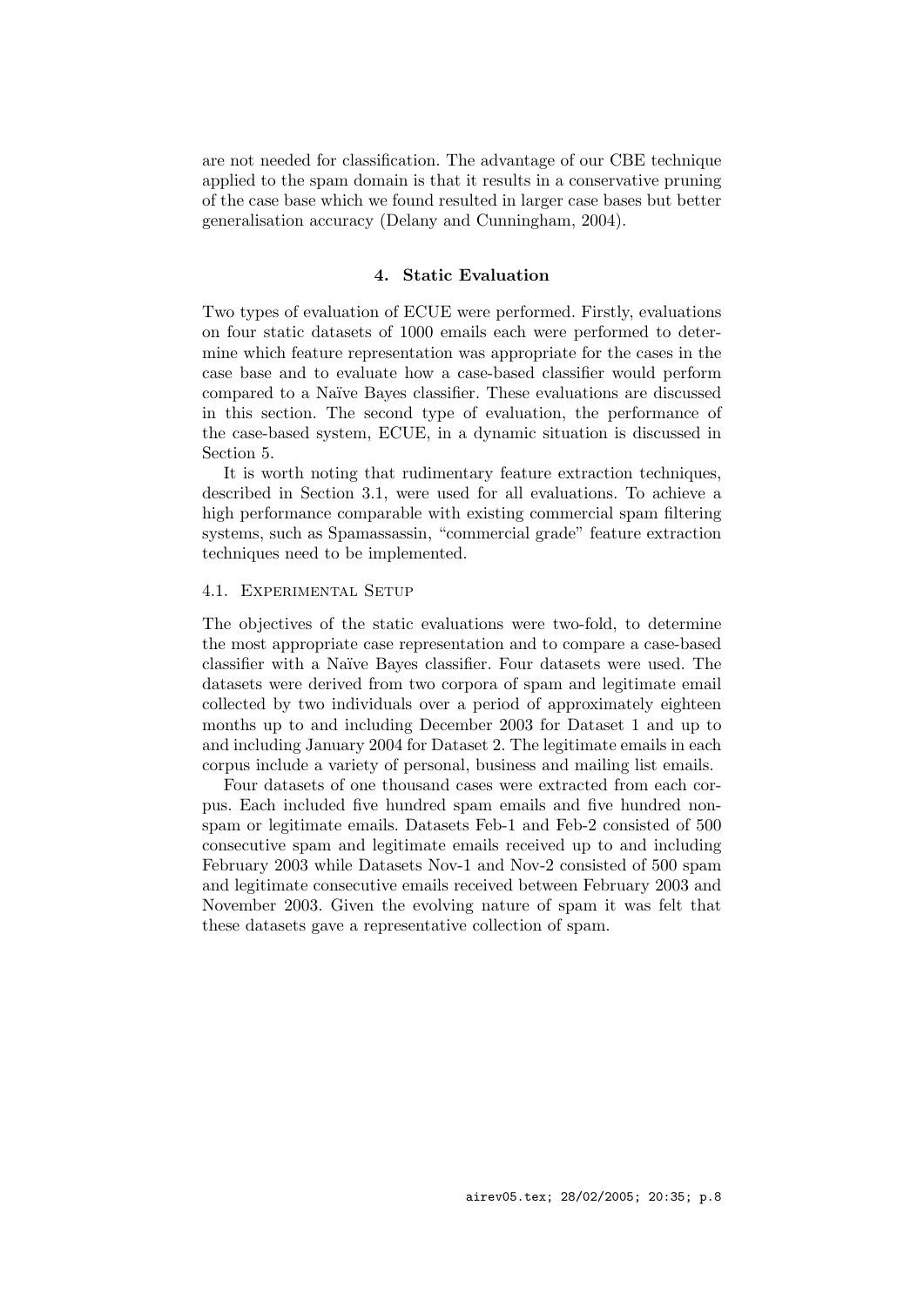are not needed for classification. The advantage of our CBE technique applied to the spam domain is that it results in a conservative pruning of the case base which we found resulted in larger case bases but better generalisation accuracy (Delany and Cunningham, 2004).

## 4. Static Evaluation

Two types of evaluation of ECUE were performed. Firstly, evaluations on four static datasets of 1000 emails each were performed to determine which feature representation was appropriate for the cases in the case base and to evaluate how a case-based classifier would perform compared to a Naïve Bayes classifier. These evaluations are discussed in this section. The second type of evaluation, the performance of the case-based system, ECUE, in a dynamic situation is discussed in Section 5.

It is worth noting that rudimentary feature extraction techniques, described in Section 3.1, were used for all evaluations. To achieve a high performance comparable with existing commercial spam filtering systems, such as Spamassassin, "commercial grade" feature extraction techniques need to be implemented.

### 4.1. Experimental Setup

The objectives of the static evaluations were two-fold, to determine the most appropriate case representation and to compare a case-based classifier with a Naïve Bayes classifier. Four datasets were used. The datasets were derived from two corpora of spam and legitimate email collected by two individuals over a period of approximately eighteen months up to and including December 2003 for Dataset 1 and up to and including January 2004 for Dataset 2. The legitimate emails in each corpus include a variety of personal, business and mailing list emails.

Four datasets of one thousand cases were extracted from each corpus. Each included five hundred spam emails and five hundred non-spam or legitimate emails. Datasets Feb-1 and Feb-2 consisted of 500 consecutive spam and legitimate emails received up to and including February 2003 while Datasets Nov-1 and Nov-2 consisted of 500 spam and legitimate consecutive emails received between February 2003 and November 2003. Given the evolving nature of spam it was felt that these datasets gave a representative collection of spam.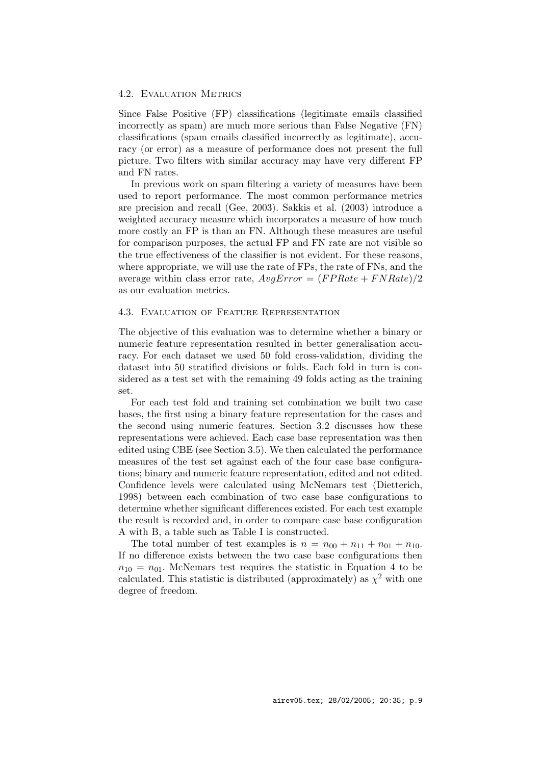### 4.2. Evaluation Metrics

Since False Positive (FP) classifications (legitimate emails classified incorrectly as spam) are much more serious than False Negative (FN) classifications (spam emails classified incorrectly as legitimate), accuracy (or error) as a measure of performance does not present the full picture. Two filters with similar accuracy may have very different FP and FN rates.

In previous work on spam filtering a variety of measures have been used to report performance. The most common performance metrics are precision and recall (Gee, 2003). Sakkis et al. (2003) introduce a weighted accuracy measure which incorporates a measure of how much more costly an FP is than an FN. Although these measures are useful for comparison purposes, the actual FP and FN rate are not visible so the true effectiveness of the classifier is not evident. For these reasons, where appropriate, we will use the rate of FPs, the rate of FNs, and the average within class error rate, $AvgError = (FPRate + FNRate)/2$ as our evaluation metrics.

### 4.3. Evaluation of Feature Representation

The objective of this evaluation was to determine whether a binary or numeric feature representation resulted in better generalisation accuracy. For each dataset we used 50 fold cross-validation, dividing the dataset into 50 stratified divisions or folds. Each fold in turn is considered as a test set with the remaining 49 folds acting as the training set.

For each test fold and training set combination we built two case bases, the first using a binary feature representation for the cases and the second using numeric features. Section 3.2 discusses how these representations were achieved. Each case base representation was then edited using CBE (see Section 3.5). We then calculated the performance measures of the test set against each of the four case base configurations; binary and numeric feature representation, edited and not edited. Confidence levels were calculated using McNemars test (Dietterich, 1998) between each combination of two case base configurations to determine whether significant differences existed. For each test example the result is recorded and, in order to compare case base configuration A with B, a table such as Table I is constructed.

The total number of test examples is $n = n_{00} + n_{11} + n_{01} + n_{10}$. If no difference exists between the two case base configurations then $n_{10} = n_{01}$. McNemars test requires the statistic in Equation 4 to be calculated. This statistic is distributed (approximately) as $\chi^2$ with one degree of freedom.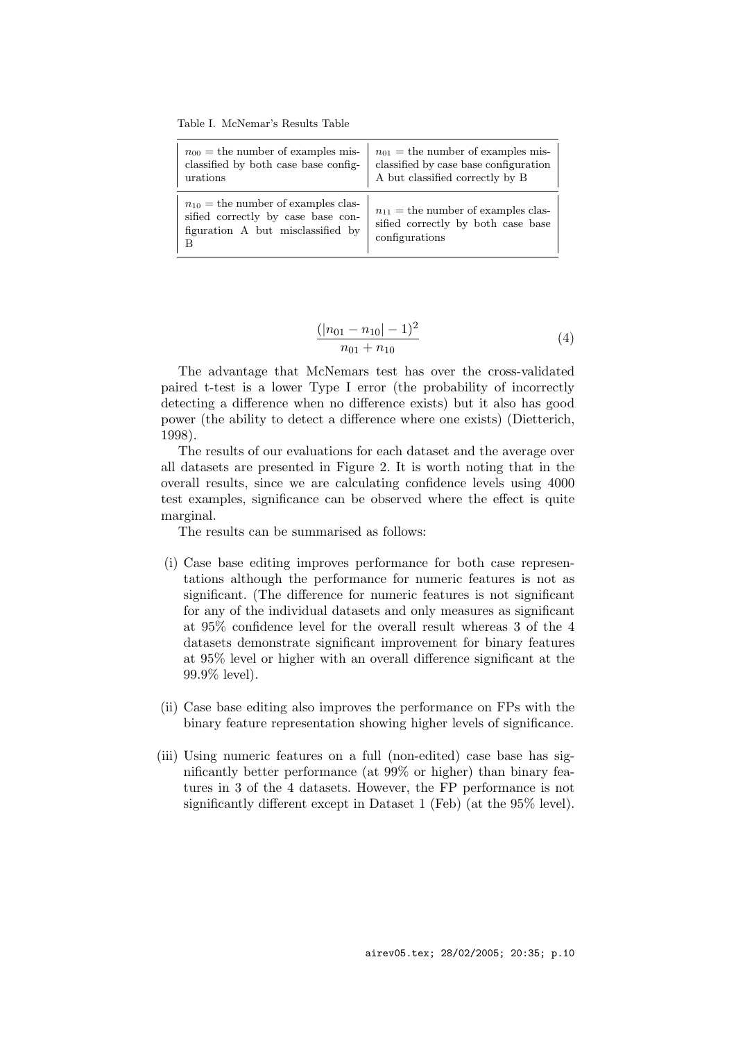Table I. McNemar's Results Table

| | |
|---|---|
| $n_{00}$ = the number of examples misclassified by both case base configurations | $n_{01}$ = the number of examples misclassified by case base configuration A but classified correctly by B |
| $n_{10}$ = the number of examples classified correctly by case base configuration A but misclassified by B | $n_{11}$ = the number of examples classified correctly by both case base configurations |

$$\frac{(|n_{01} - n_{10}| - 1)^2}{n_{01} + n_{10}} \tag{4}$$

The advantage that McNemars test has over the cross-validated paired t-test is a lower Type I error (the probability of incorrectly detecting a difference when no difference exists) but it also has good power (the ability to detect a difference where one exists) (Dietterich, 1998).

The results of our evaluations for each dataset and the average over all datasets are presented in Figure 2. It is worth noting that in the overall results, since we are calculating confidence levels using 4000 test examples, significance can be observed where the effect is quite marginal.

The results can be summarised as follows:

(i) Case base editing improves performance for both case representations although the performance for numeric features is not as significant. (The difference for numeric features is not significant for any of the individual datasets and only measures as significant at 95% confidence level for the overall result whereas 3 of the 4 datasets demonstrate significant improvement for binary features at 95% level or higher with an overall difference significant at the 99.9% level).

(ii) Case base editing also improves the performance on FPs with the binary feature representation showing higher levels of significance.

(iii) Using numeric features on a full (non-edited) case base has significantly better performance (at 99% or higher) than binary features in 3 of the 4 datasets. However, the FP performance is not significantly different except in Dataset 1 (Feb) (at the 95% level).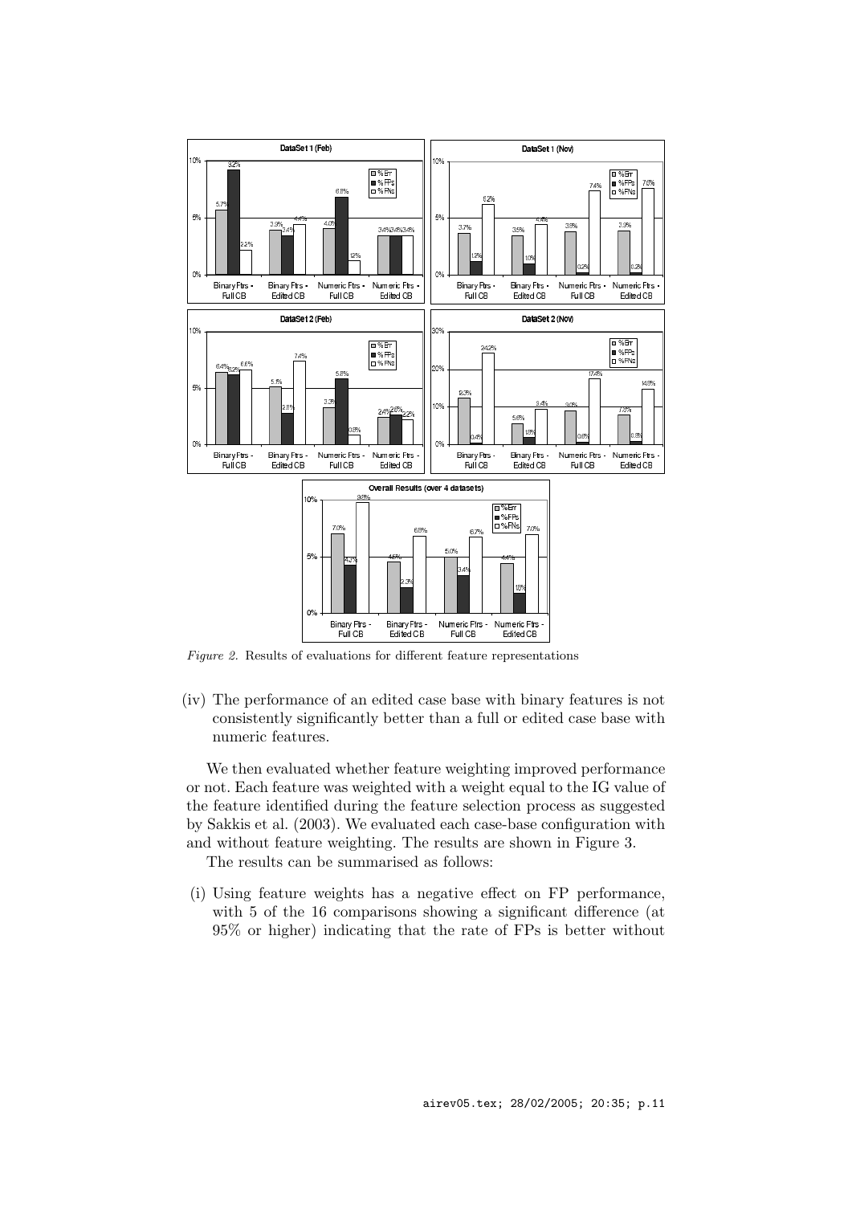*Figure 2.* Results of evaluations for different feature representations

(iv) The performance of an edited case base with binary features is not consistently significantly better than a full or edited case base with numeric features.

We then evaluated whether feature weighting improved performance or not. Each feature was weighted with a weight equal to the IG value of the feature identified during the feature selection process as suggested by Sakkis et al. (2003). We evaluated each case-base configuration with and without feature weighting. The results are shown in Figure 3.

The results can be summarised as follows:

(i) Using feature weights has a negative effect on FP performance, with 5 of the 16 comparisons showing a significant difference (at 95% or higher) indicating that the rate of FPs is better without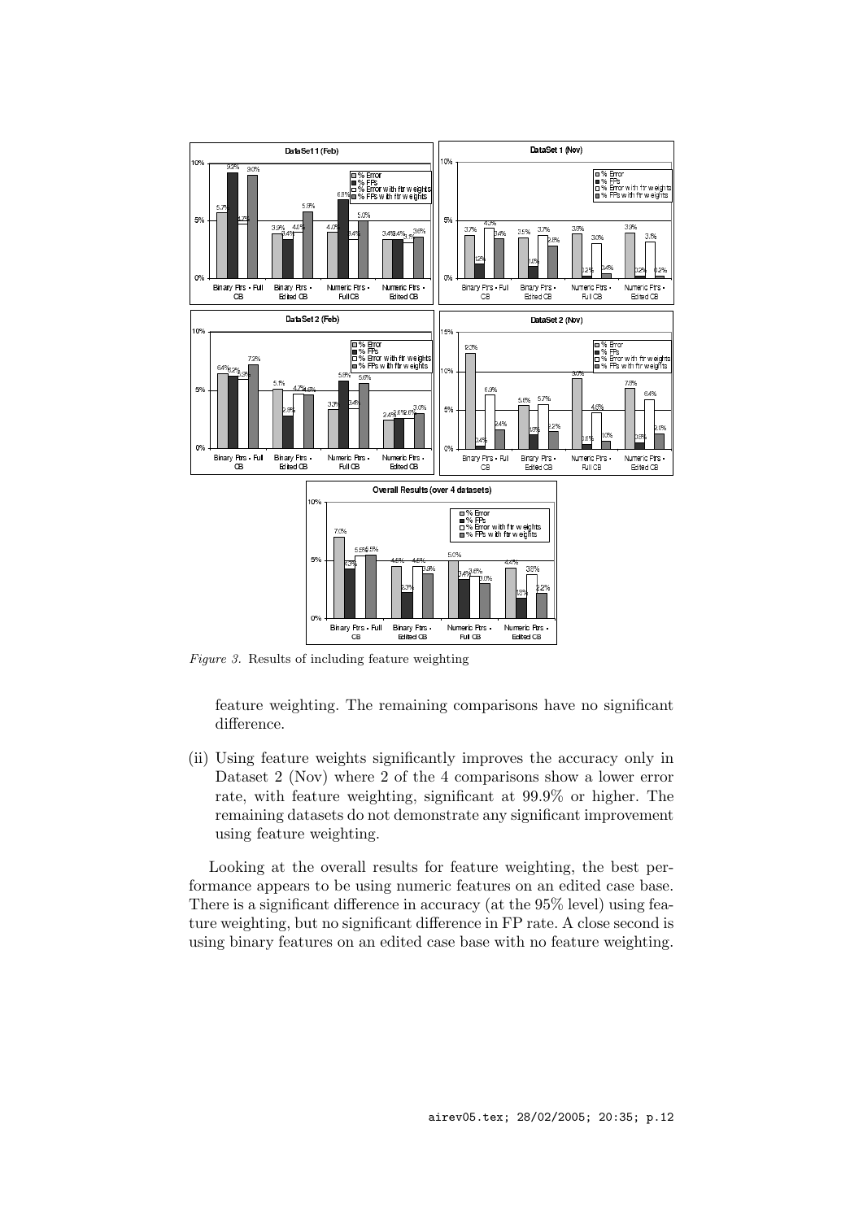*Figure 3.* Results of including feature weighting

feature weighting. The remaining comparisons have no significant difference.

(ii) Using feature weights significantly improves the accuracy only in Dataset 2 (Nov) where 2 of the 4 comparisons show a lower error rate, with feature weighting, significant at 99.9% or higher. The remaining datasets do not demonstrate any significant improvement using feature weighting.

Looking at the overall results for feature weighting, the best performance appears to be using numeric features on an edited case base. There is a significant difference in accuracy (at the 95% level) using feature weighting, but no significant difference in FP rate. A close second is using binary features on an edited case base with no feature weighting.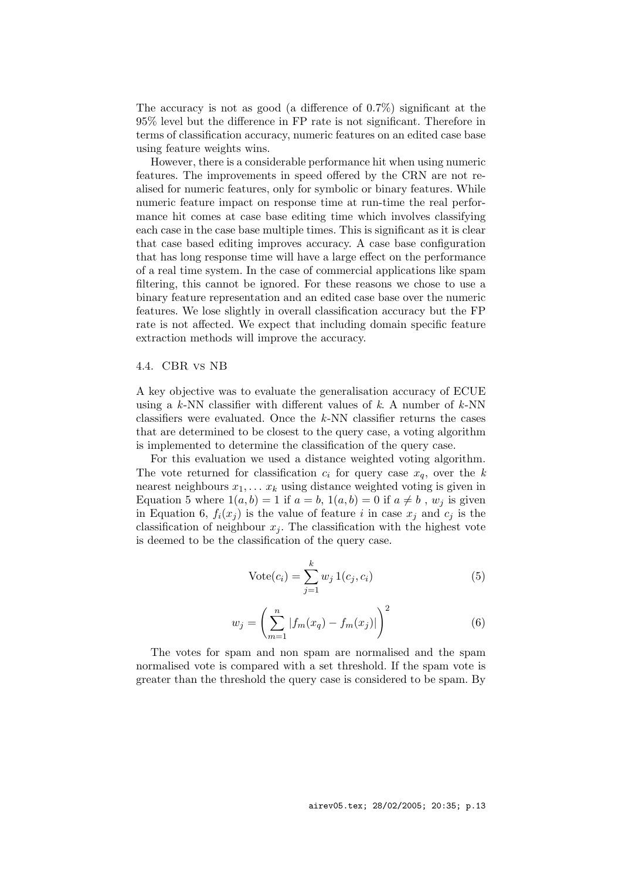The accuracy is not as good (a difference of 0.7%) significant at the 95% level but the difference in FP rate is not significant. Therefore in terms of classification accuracy, numeric features on an edited case base using feature weights wins.

However, there is a considerable performance hit when using numeric features. The improvements in speed offered by the CRN are not realised for numeric features, only for symbolic or binary features. While numeric feature impact on response time at run-time the real performance hit comes at case base editing time which involves classifying each case in the case base multiple times. This is significant as it is clear that case based editing improves accuracy. A case base configuration that has long response time will have a large effect on the performance of a real time system. In the case of commercial applications like spam filtering, this cannot be ignored. For these reasons we chose to use a binary feature representation and an edited case base over the numeric features. We lose slightly in overall classification accuracy but the FP rate is not affected. We expect that including domain specific feature extraction methods will improve the accuracy.

### 4.4. CBR vs NB

A key objective was to evaluate the generalisation accuracy of ECUE using a $k$-NN classifier with different values of $k$. A number of $k$-NN classifiers were evaluated. Once the $k$-NN classifier returns the cases that are determined to be closest to the query case, a voting algorithm is implemented to determine the classification of the query case.

For this evaluation we used a distance weighted voting algorithm. The vote returned for classification $c_i$ for query case $x_q$, over the $k$ nearest neighbours $x_1, \ldots x_k$ using distance weighted voting is given in Equation 5 where $1(a,b) = 1$ if $a = b$, $1(a,b) = 0$ if $a \neq b$ , $w_j$ is given in Equation 6, $f_i(x_j)$ is the value of feature $i$ in case $x_j$ and $c_j$ is the classification of neighbour $x_j$. The classification with the highest vote is deemed to be the classification of the query case.

$$\text{Vote}(c_i) = \sum_{j=1}^{k} w_j \, 1(c_j, c_i) \tag{5}$$

$$w_j = \left( \sum_{m=1}^{n} |f_m(x_q) - f_m(x_j)| \right)^2 \tag{6}$$

The votes for spam and non spam are normalised and the spam normalised vote is compared with a set threshold. If the spam vote is greater than the threshold the query case is considered to be spam. By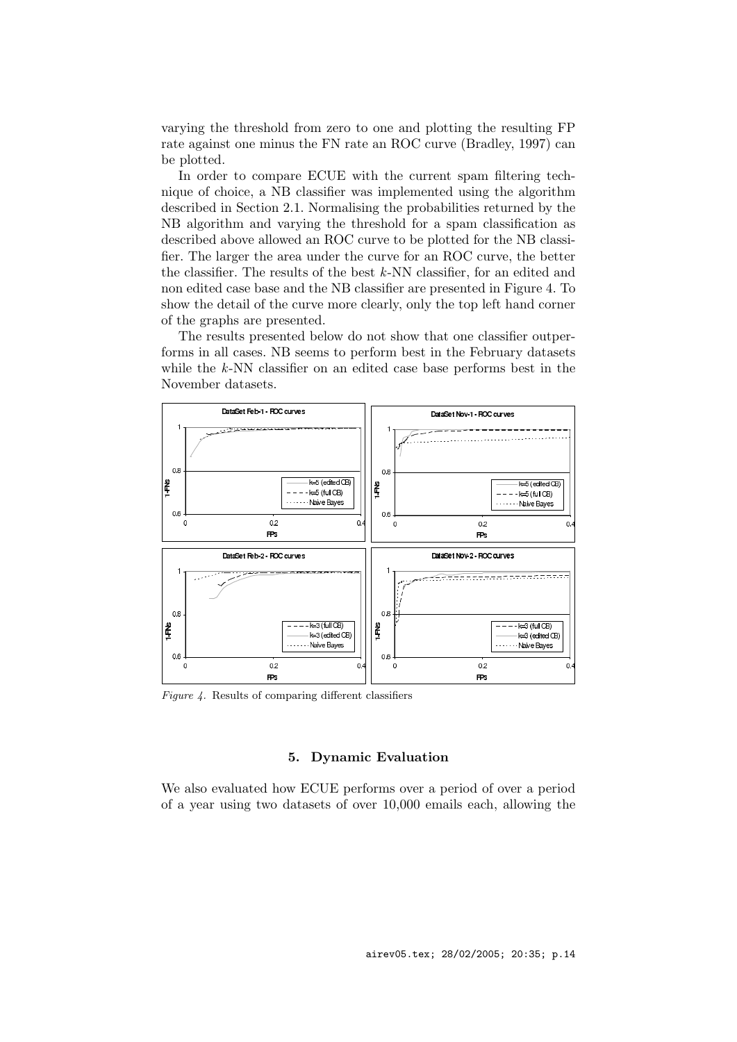varying the threshold from zero to one and plotting the resulting FP rate against one minus the FN rate an ROC curve (Bradley, 1997) can be plotted.

In order to compare ECUE with the current spam filtering technique of choice, a NB classifier was implemented using the algorithm described in Section 2.1. Normalising the probabilities returned by the NB algorithm and varying the threshold for a spam classification as described above allowed an ROC curve to be plotted for the NB classifier. The larger the area under the curve for an ROC curve, the better the classifier. The results of the best $k$-NN classifier, for an edited and non edited case base and the NB classifier are presented in Figure 4. To show the detail of the curve more clearly, only the top left hand corner of the graphs are presented.

The results presented below do not show that one classifier outperforms in all cases. NB seems to perform best in the February datasets while the $k$-NN classifier on an edited case base performs best in the November datasets.

*Figure 4.* Results of comparing different classifiers

## 5. Dynamic Evaluation

We also evaluated how ECUE performs over a period of over a period of a year using two datasets of over 10,000 emails each, allowing the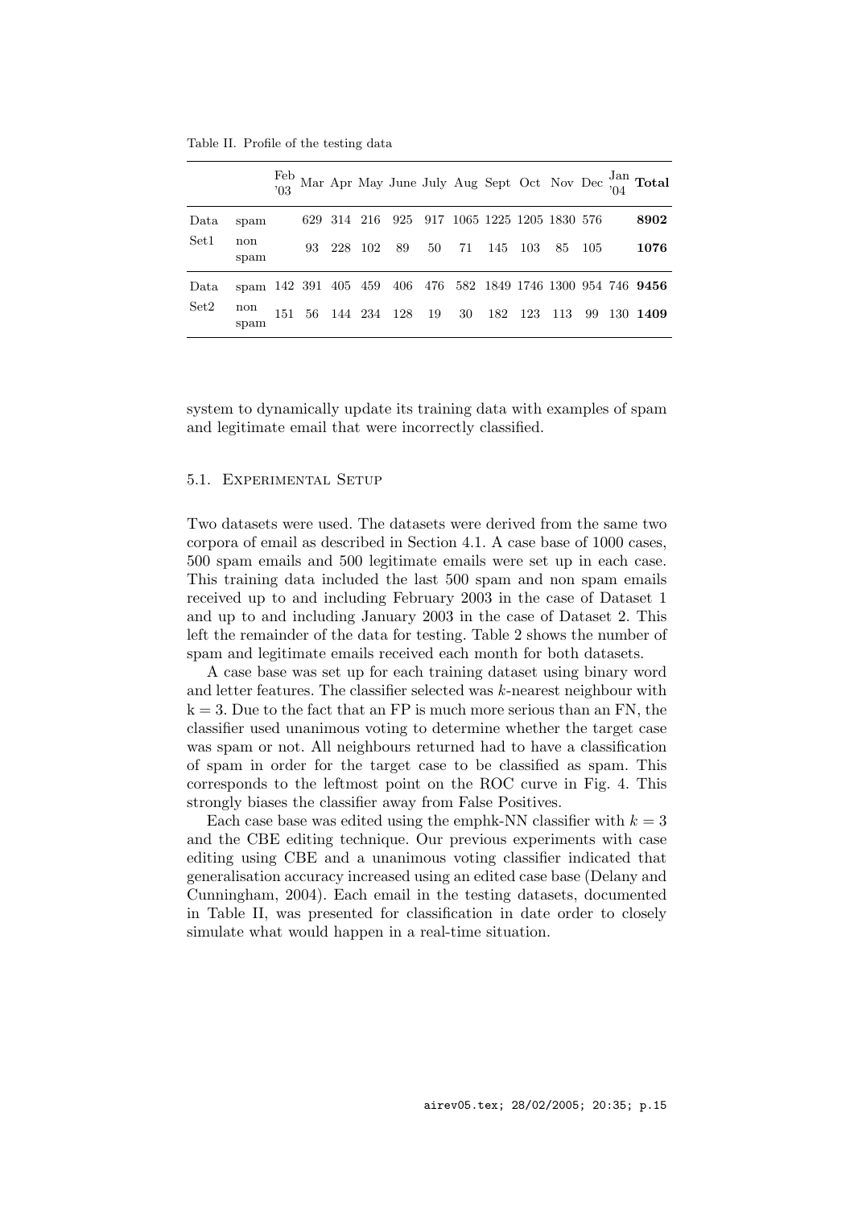Table II. Profile of the testing data

| | | Feb '03 | Mar | Apr | May | June | July | Aug | Sept | Oct | Nov | Dec | Jan '04 | **Total** |
|---|---|---|---|---|---|---|---|---|---|---|---|---|---|---|
| Data Set1 | spam | | 629 | 314 | 216 | 925 | 917 | 1065 | 1225 | 1205 | 1830 | 576 | | **8902** |
| | non spam | | 93 | 228 | 102 | 89 | 50 | 71 | 145 | 103 | 85 | 105 | | **1076** |
| Data Set2 | spam | 142 | 391 | 405 | 459 | 406 | 476 | 582 | 1849 | 1746 | 1300 | 954 | 746 | **9456** |
| | non spam | 151 | 56 | 144 | 234 | 128 | 19 | 30 | 182 | 123 | 113 | 99 | 130 | **1409** |

system to dynamically update its training data with examples of spam and legitimate email that were incorrectly classified.

### 5.1. Experimental Setup

Two datasets were used. The datasets were derived from the same two corpora of email as described in Section 4.1. A case base of 1000 cases, 500 spam emails and 500 legitimate emails were set up in each case. This training data included the last 500 spam and non spam emails received up to and including February 2003 in the case of Dataset 1 and up to and including January 2003 in the case of Dataset 2. This left the remainder of the data for testing. Table 2 shows the number of spam and legitimate emails received each month for both datasets.

A case base was set up for each training dataset using binary word and letter features. The classifier selected was $k$-nearest neighbour with $k = 3$. Due to the fact that an FP is much more serious than an FN, the classifier used unanimous voting to determine whether the target case was spam or not. All neighbours returned had to have a classification of spam in order for the target case to be classified as spam. This corresponds to the leftmost point on the ROC curve in Fig. 4. This strongly biases the classifier away from False Positives.

Each case base was edited using the emphk-NN classifier with $k = 3$ and the CBE editing technique. Our previous experiments with case editing using CBE and a unanimous voting classifier indicated that generalisation accuracy increased using an edited case base (Delany and Cunningham, 2004). Each email in the testing datasets, documented in Table II, was presented for classification in date order to closely simulate what would happen in a real-time situation.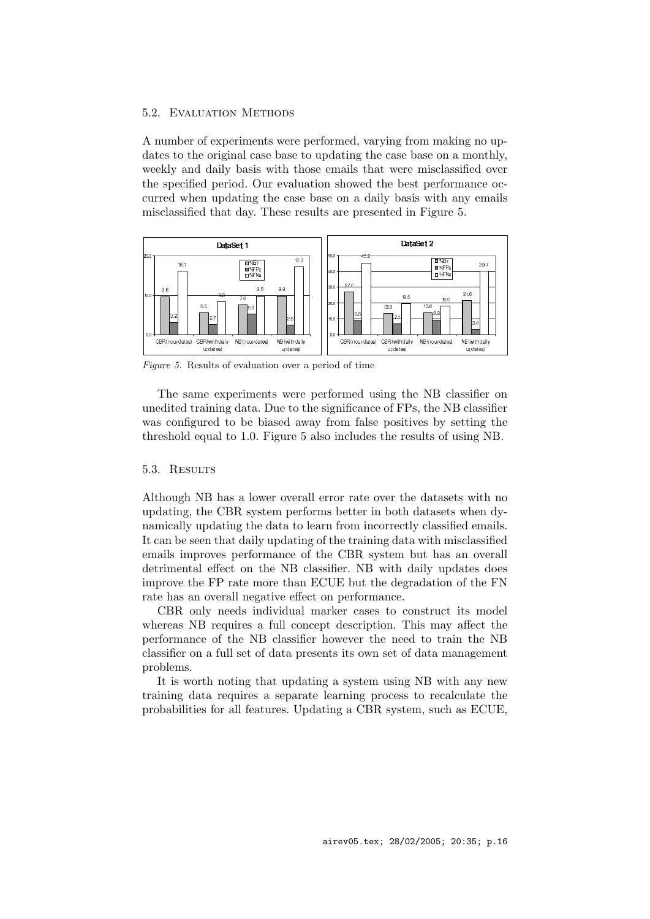### 5.2. Evaluation Methods

A number of experiments were performed, varying from making no updates to the original case base to updating the case base on a monthly, weekly and daily basis with those emails that were misclassified over the specified period. Our evaluation showed the best performance occurred when updating the case base on a daily basis with any emails misclassified that day. These results are presented in Figure 5.

*Figure 5.* Results of evaluation over a period of time

The same experiments were performed using the NB classifier on unedited training data. Due to the significance of FPs, the NB classifier was configured to be biased away from false positives by setting the threshold equal to 1.0. Figure 5 also includes the results of using NB.

### 5.3. Results

Although NB has a lower overall error rate over the datasets with no updating, the CBR system performs better in both datasets when dynamically updating the data to learn from incorrectly classified emails. It can be seen that daily updating of the training data with misclassified emails improves performance of the CBR system but has an overall detrimental effect on the NB classifier. NB with daily updates does improve the FP rate more than ECUE but the degradation of the FN rate has an overall negative effect on performance.

CBR only needs individual marker cases to construct its model whereas NB requires a full concept description. This may affect the performance of the NB classifier however the need to train the NB classifier on a full set of data presents its own set of data management problems.

It is worth noting that updating a system using NB with any new training data requires a separate learning process to recalculate the probabilities for all features. Updating a CBR system, such as ECUE,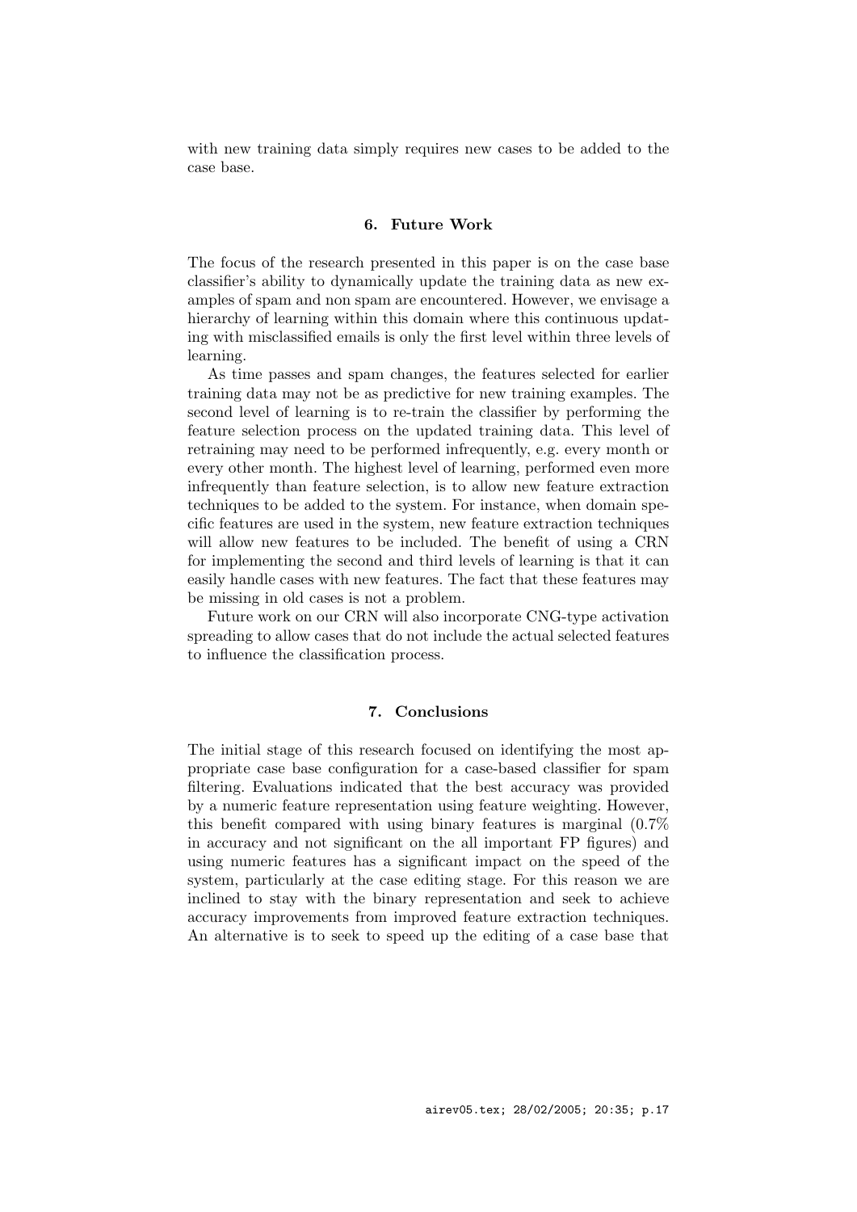with new training data simply requires new cases to be added to the case base.

## 6. Future Work

The focus of the research presented in this paper is on the case base classifier's ability to dynamically update the training data as new examples of spam and non spam are encountered. However, we envisage a hierarchy of learning within this domain where this continuous updating with misclassified emails is only the first level within three levels of learning.

As time passes and spam changes, the features selected for earlier training data may not be as predictive for new training examples. The second level of learning is to re-train the classifier by performing the feature selection process on the updated training data. This level of retraining may need to be performed infrequently, e.g. every month or every other month. The highest level of learning, performed even more infrequently than feature selection, is to allow new feature extraction techniques to be added to the system. For instance, when domain specific features are used in the system, new feature extraction techniques will allow new features to be included. The benefit of using a CRN for implementing the second and third levels of learning is that it can easily handle cases with new features. The fact that these features may be missing in old cases is not a problem.

Future work on our CRN will also incorporate CNG-type activation spreading to allow cases that do not include the actual selected features to influence the classification process.

## 7. Conclusions

The initial stage of this research focused on identifying the most appropriate case base configuration for a case-based classifier for spam filtering. Evaluations indicated that the best accuracy was provided by a numeric feature representation using feature weighting. However, this benefit compared with using binary features is marginal (0.7% in accuracy and not significant on the all important FP figures) and using numeric features has a significant impact on the speed of the system, particularly at the case editing stage. For this reason we are inclined to stay with the binary representation and seek to achieve accuracy improvements from improved feature extraction techniques. An alternative is to seek to speed up the editing of a case base that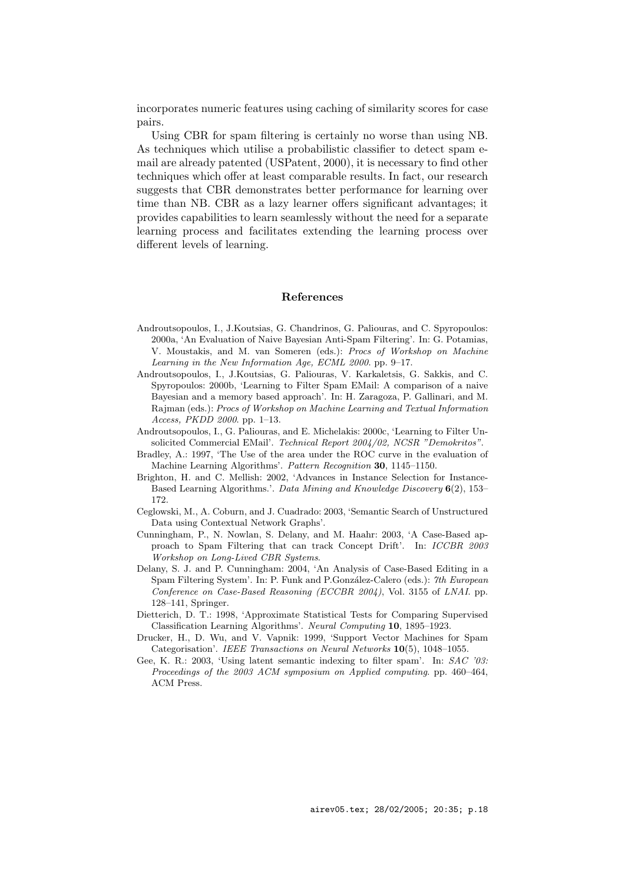incorporates numeric features using caching of similarity scores for case pairs.

Using CBR for spam filtering is certainly no worse than using NB. As techniques which utilise a probabilistic classifier to detect spam e-mail are already patented (USPatent, 2000), it is necessary to find other techniques which offer at least comparable results. In fact, our research suggests that CBR demonstrates better performance for learning over time than NB. CBR as a lazy learner offers significant advantages; it provides capabilities to learn seamlessly without the need for a separate learning process and facilitates extending the learning process over different levels of learning.

## References

Androutsopoulos, I., J.Koutsias, G. Chandrinos, G. Paliouras, and C. Spyropoulos: 2000a, 'An Evaluation of Naive Bayesian Anti-Spam Filtering'. In: G. Potamias, V. Moustakis, and M. van Someren (eds.): *Procs of Workshop on Machine Learning in the New Information Age, ECML 2000*. pp. 9–17.

Androutsopoulos, I., J.Koutsias, G. Paliouras, V. Karkaletsis, G. Sakkis, and C. Spyropoulos: 2000b, 'Learning to Filter Spam EMail: A comparison of a naive Bayesian and a memory based approach'. In: H. Zaragoza, P. Gallinari, and M. Rajman (eds.): *Procs of Workshop on Machine Learning and Textual Information Access, PKDD 2000*. pp. 1–13.

Androutsopoulos, I., G. Paliouras, and E. Michelakis: 2000c, 'Learning to Filter Unsolicited Commercial EMail'. *Technical Report 2004/02, NCSR "Demokritos"*.

Bradley, A.: 1997, 'The Use of the area under the ROC curve in the evaluation of Machine Learning Algorithms'. *Pattern Recognition* **30**, 1145–1150.

Brighton, H. and C. Mellish: 2002, 'Advances in Instance Selection for Instance-Based Learning Algorithms.'. *Data Mining and Knowledge Discovery* **6**(2), 153–172.

Ceglowski, M., A. Coburn, and J. Cuadrado: 2003, 'Semantic Search of Unstructured Data using Contextual Network Graphs'.

Cunningham, P., N. Nowlan, S. Delany, and M. Haahr: 2003, 'A Case-Based approach to Spam Filtering that can track Concept Drift'. In: *ICCBR 2003 Workshop on Long-Lived CBR Systems*.

Delany, S. J. and P. Cunningham: 2004, 'An Analysis of Case-Based Editing in a Spam Filtering System'. In: P. Funk and P.González-Calero (eds.): *7th European Conference on Case-Based Reasoning (ECCBR 2004)*, Vol. 3155 of *LNAI*. pp. 128–141, Springer.

Dietterich, D. T.: 1998, 'Approximate Statistical Tests for Comparing Supervised Classification Learning Algorithms'. *Neural Computing* **10**, 1895–1923.

Drucker, H., D. Wu, and V. Vapnik: 1999, 'Support Vector Machines for Spam Categorisation'. *IEEE Transactions on Neural Networks* **10**(5), 1048–1055.

Gee, K. R.: 2003, 'Using latent semantic indexing to filter spam'. In: *SAC '03: Proceedings of the 2003 ACM symposium on Applied computing*. pp. 460–464, ACM Press.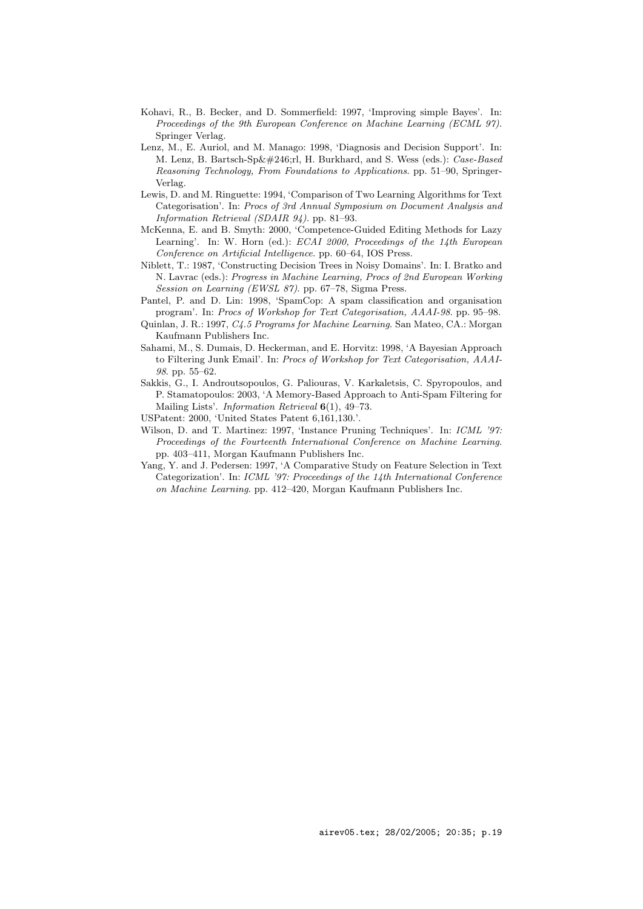Kohavi, R., B. Becker, and D. Sommerfield: 1997, 'Improving simple Bayes'. In: *Proceedings of the 9th European Conference on Machine Learning (ECML 97)*. Springer Verlag.

Lenz, M., E. Auriol, and M. Manago: 1998, 'Diagnosis and Decision Support'. In: M. Lenz, B. Bartsch-Sp&#246;rl, H. Burkhard, and S. Wess (eds.): *Case-Based Reasoning Technology, From Foundations to Applications*. pp. 51–90, Springer-Verlag.

Lewis, D. and M. Ringuette: 1994, 'Comparison of Two Learning Algorithms for Text Categorisation'. In: *Procs of 3rd Annual Symposium on Document Analysis and Information Retrieval (SDAIR 94)*. pp. 81–93.

McKenna, E. and B. Smyth: 2000, 'Competence-Guided Editing Methods for Lazy Learning'. In: W. Horn (ed.): *ECAI 2000, Proceedings of the 14th European Conference on Artificial Intelligence*. pp. 60–64, IOS Press.

Niblett, T.: 1987, 'Constructing Decision Trees in Noisy Domains'. In: I. Bratko and N. Lavrac (eds.): *Progress in Machine Learning, Procs of 2nd European Working Session on Learning (EWSL 87)*. pp. 67–78, Sigma Press.

Pantel, P. and D. Lin: 1998, 'SpamCop: A spam classification and organisation program'. In: *Procs of Workshop for Text Categorisation, AAAI-98*. pp. 95–98.

Quinlan, J. R.: 1997, *C4.5 Programs for Machine Learning*. San Mateo, CA.: Morgan Kaufmann Publishers Inc.

Sahami, M., S. Dumais, D. Heckerman, and E. Horvitz: 1998, 'A Bayesian Approach to Filtering Junk Email'. In: *Procs of Workshop for Text Categorisation, AAAI-98*. pp. 55–62.

Sakkis, G., I. Androutsopoulos, G. Paliouras, V. Karkaletsis, C. Spyropoulos, and P. Stamatopoulos: 2003, 'A Memory-Based Approach to Anti-Spam Filtering for Mailing Lists'. *Information Retrieval* **6**(1), 49–73.

USPatent: 2000, 'United States Patent 6,161,130.'.

Wilson, D. and T. Martinez: 1997, 'Instance Pruning Techniques'. In: *ICML '97: Proceedings of the Fourteenth International Conference on Machine Learning*. pp. 403–411, Morgan Kaufmann Publishers Inc.

Yang, Y. and J. Pedersen: 1997, 'A Comparative Study on Feature Selection in Text Categorization'. In: *ICML '97: Proceedings of the 14th International Conference on Machine Learning*. pp. 412–420, Morgan Kaufmann Publishers Inc.